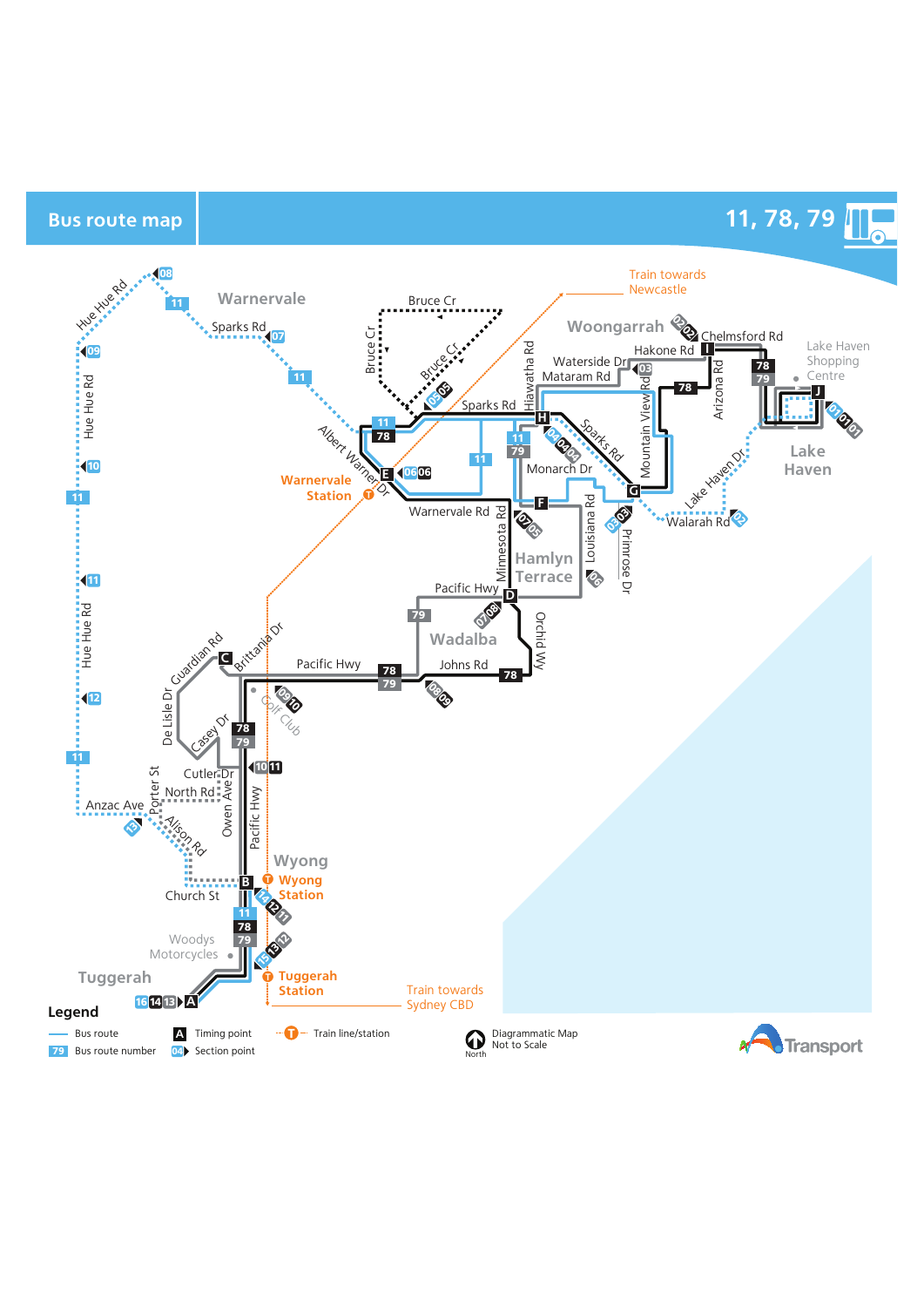# Bus route map

## 11, 78, 79

Train towards Newcastle

Warnervale

Woongarrah

Lake Haven Shopping Centre

Lake Haven

Warnervale Station

Hamlyn Terrace

Wadalba

Wyong

Wyong Station

Tuggerah

Tuggerah Station

Train towards Sydney CBD

Hue Hue Rd, Sparks Rd, Bruce Cr, Albert Warner Dr, Warnervale Rd, Hiawatha Rd, Waterside Dr, Mataram Rd, Hakone Rd, Chelmsford Rd, Mountain View Rd, Arizona Rd, Monarch Dr, Louisiana Rd, Primrose Dr, Lake Haven Dr, Walarah Rd, Minnesota Rd, Pacific Hwy, Orchid Wy, Johns Rd, Guardian Rd, Brittania Dr, De Lisle Dr, Casey Dr, Golf Club, Cutler Dr, North Rd, Porter St, Owen Ave, Anzac Ave, Alison Rd, Church St, Woodys Motorcycles

**Legend**

- Bus route
- 79 Bus route number
- A Timing point
- 04 Section point
- Train line/station
- Diagrammatic Map Not to Scale
- North

Transport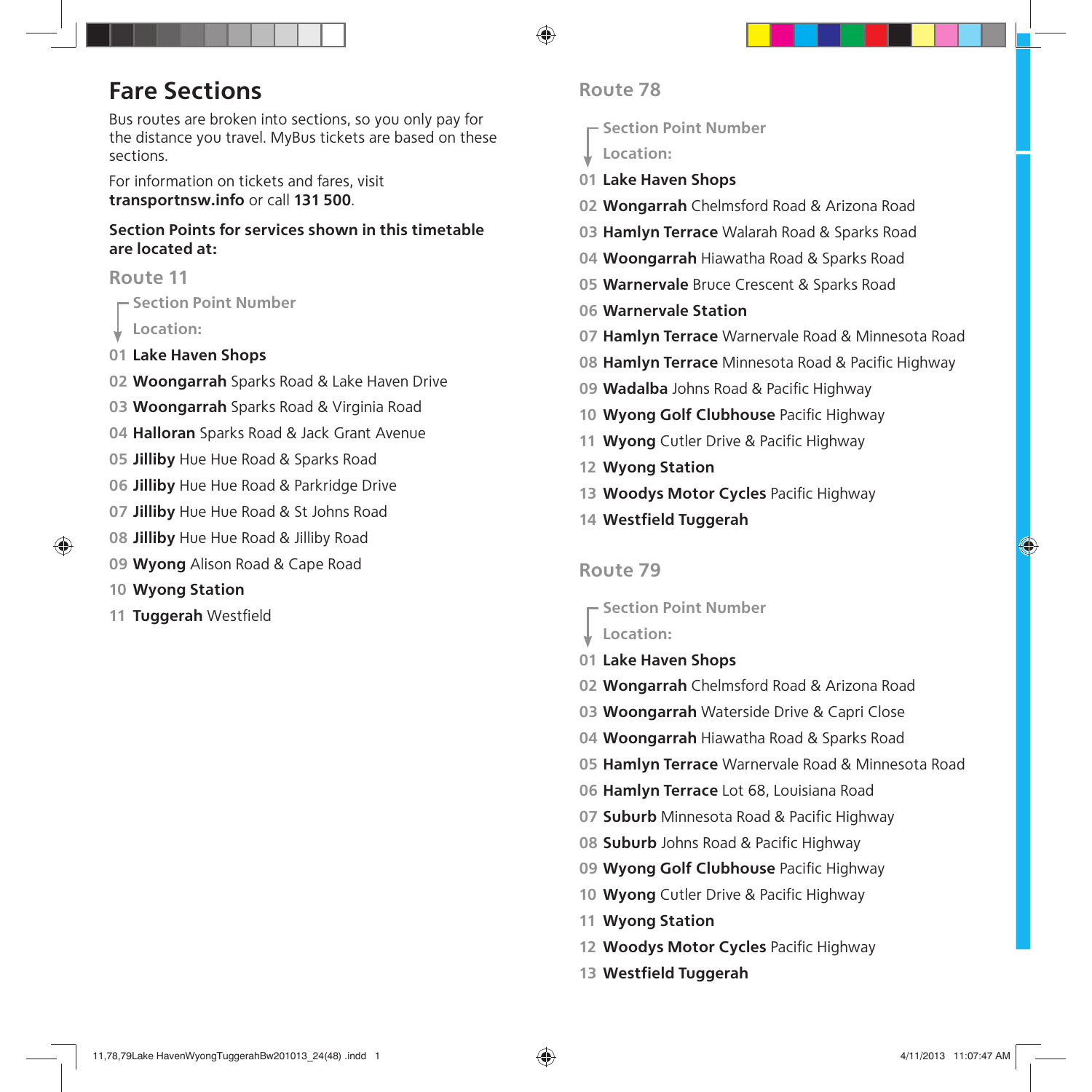# Fare Sections

Bus routes are broken into sections, so you only pay for the distance you travel. MyBus tickets are based on these sections.

For information on tickets and fares, visit **transportnsw.info** or call **131 500**.

**Section Points for services shown in this timetable are located at:**

## Route 11

Section Point Number
Location:

01 **Lake Haven Shops**
02 **Woongarrah** Sparks Road & Lake Haven Drive
03 **Woongarrah** Sparks Road & Virginia Road
04 **Halloran** Sparks Road & Jack Grant Avenue
05 **Jilliby** Hue Hue Road & Sparks Road
06 **Jilliby** Hue Hue Road & Parkridge Drive
07 **Jilliby** Hue Hue Road & St Johns Road
08 **Jilliby** Hue Hue Road & Jilliby Road
09 **Wyong** Alison Road & Cape Road
10 **Wyong Station**
11 **Tuggerah** Westfield

## Route 78

Section Point Number
Location:

01 **Lake Haven Shops**
02 **Wongarrah** Chelmsford Road & Arizona Road
03 **Hamlyn Terrace** Walarah Road & Sparks Road
04 **Woongarrah** Hiawatha Road & Sparks Road
05 **Warnervale** Bruce Crescent & Sparks Road
06 **Warnervale Station**
07 **Hamlyn Terrace** Warnervale Road & Minnesota Road
08 **Hamlyn Terrace** Minnesota Road & Pacific Highway
09 **Wadalba** Johns Road & Pacific Highway
10 **Wyong Golf Clubhouse** Pacific Highway
11 **Wyong** Cutler Drive & Pacific Highway
12 **Wyong Station**
13 **Woodys Motor Cycles** Pacific Highway
14 **Westfield Tuggerah**

## Route 79

Section Point Number
Location:

01 **Lake Haven Shops**
02 **Wongarrah** Chelmsford Road & Arizona Road
03 **Woongarrah** Waterside Drive & Capri Close
04 **Woongarrah** Hiawatha Road & Sparks Road
05 **Hamlyn Terrace** Warnervale Road & Minnesota Road
06 **Hamlyn Terrace** Lot 68, Louisiana Road
07 **Suburb** Minnesota Road & Pacific Highway
08 **Suburb** Johns Road & Pacific Highway
09 **Wyong Golf Clubhouse** Pacific Highway
10 **Wyong** Cutler Drive & Pacific Highway
11 **Wyong Station**
12 **Woodys Motor Cycles** Pacific Highway
13 **Westfield Tuggerah**